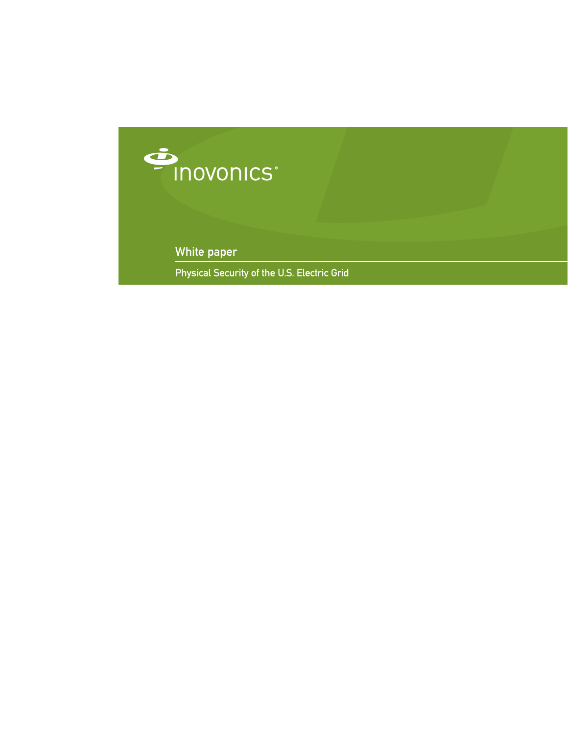inovonics®

White paper

# Physical Security of the U.S. Electric Grid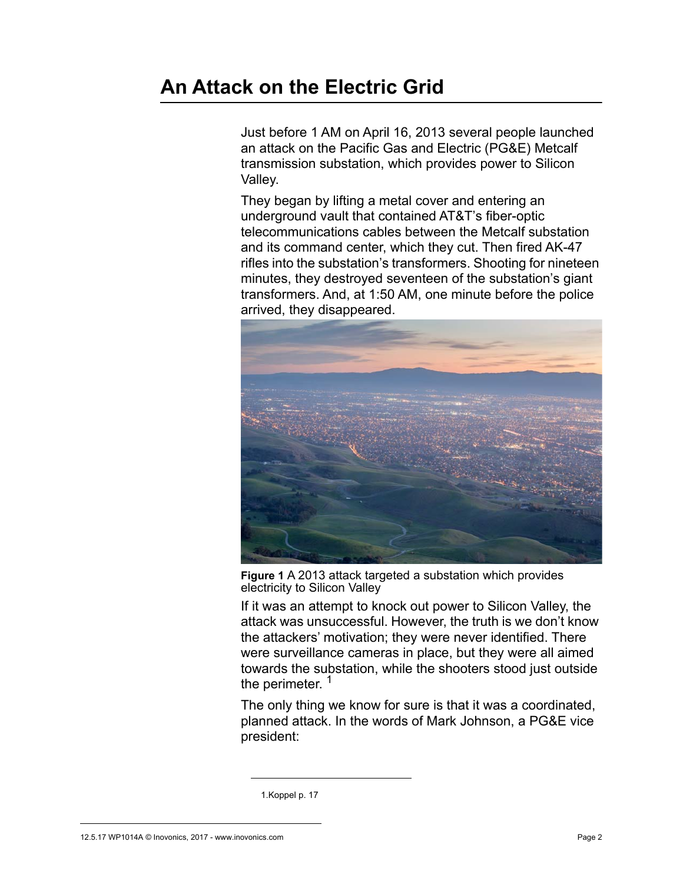# An Attack on the Electric Grid

Just before 1 AM on April 16, 2013 several people launched an attack on the Pacific Gas and Electric (PG&E) Metcalf transmission substation, which provides power to Silicon Valley.

They began by lifting a metal cover and entering an underground vault that contained AT&T's fiber-optic telecommunications cables between the Metcalf substation and its command center, which they cut. Then fired AK-47 rifles into the substation's transformers. Shooting for nineteen minutes, they destroyed seventeen of the substation's giant transformers. And, at 1:50 AM, one minute before the police arrived, they disappeared.

**Figure 1** A 2013 attack targeted a substation which provides electricity to Silicon Valley

If it was an attempt to knock out power to Silicon Valley, the attack was unsuccessful. However, the truth is we don't know the attackers' motivation; they were never identified. There were surveillance cameras in place, but they were all aimed towards the substation, while the shooters stood just outside the perimeter. [1]

The only thing we know for sure is that it was a coordinated, planned attack. In the words of Mark Johnson, a PG&E vice president:

1. Koppel p. 17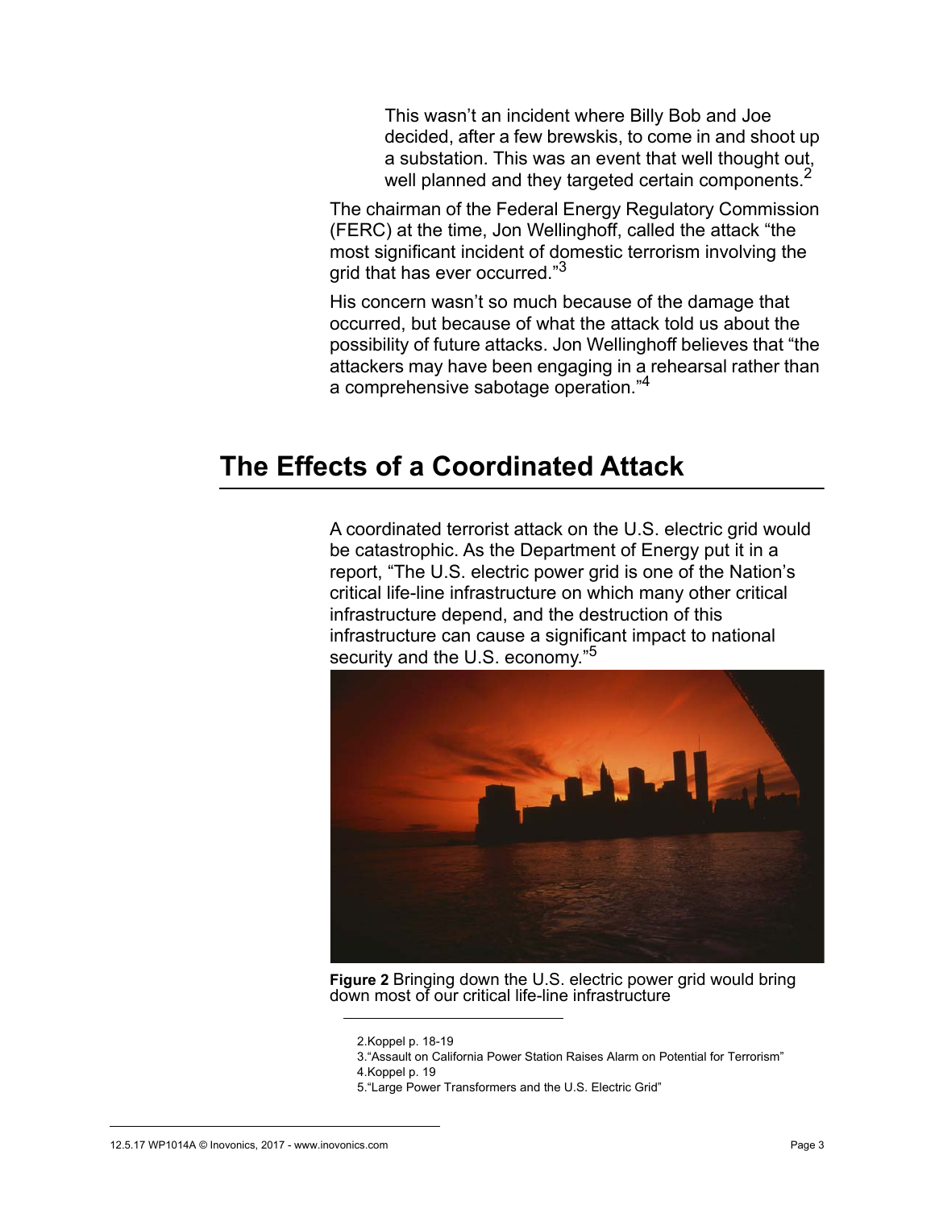> This wasn't an incident where Billy Bob and Joe decided, after a few brewskis, to come in and shoot up a substation. This was an event that well thought out, well planned and they targeted certain components.[2]

The chairman of the Federal Energy Regulatory Commission (FERC) at the time, Jon Wellinghoff, called the attack "the most significant incident of domestic terrorism involving the grid that has ever occurred."[3]

His concern wasn't so much because of the damage that occurred, but because of what the attack told us about the possibility of future attacks. Jon Wellinghoff believes that "the attackers may have been engaging in a rehearsal rather than a comprehensive sabotage operation."[4]

## The Effects of a Coordinated Attack

A coordinated terrorist attack on the U.S. electric grid would be catastrophic. As the Department of Energy put it in a report, "The U.S. electric power grid is one of the Nation's critical life-line infrastructure on which many other critical infrastructure depend, and the destruction of this infrastructure can cause a significant impact to national security and the U.S. economy."[5]

**Figure 2** Bringing down the U.S. electric power grid would bring down most of our critical life-line infrastructure

2.Koppel p. 18-19
3."Assault on California Power Station Raises Alarm on Potential for Terrorism"
4.Koppel p. 19
5."Large Power Transformers and the U.S. Electric Grid"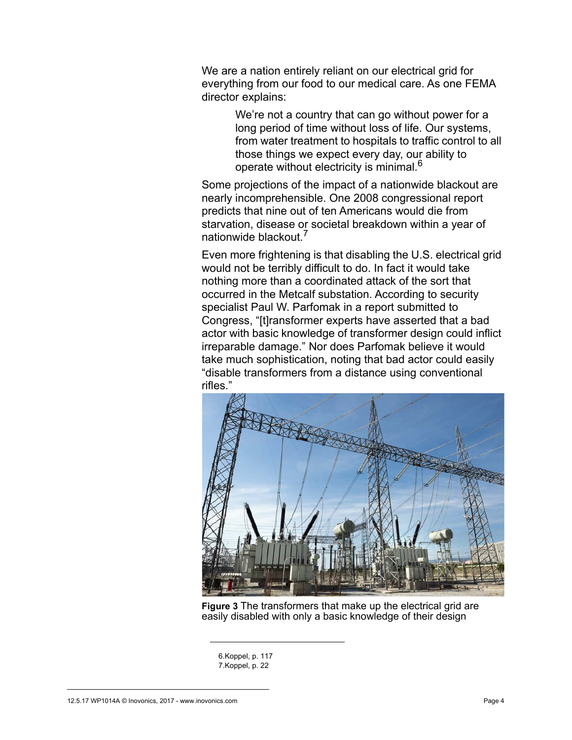We are a nation entirely reliant on our electrical grid for everything from our food to our medical care. As one FEMA director explains:

> We're not a country that can go without power for a long period of time without loss of life. Our systems, from water treatment to hospitals to traffic control to all those things we expect every day, our ability to operate without electricity is minimal.[6]

Some projections of the impact of a nationwide blackout are nearly incomprehensible. One 2008 congressional report predicts that nine out of ten Americans would die from starvation, disease or societal breakdown within a year of nationwide blackout.[7]

Even more frightening is that disabling the U.S. electrical grid would not be terribly difficult to do. In fact it would take nothing more than a coordinated attack of the sort that occurred in the Metcalf substation. According to security specialist Paul W. Parfomak in a report submitted to Congress, "[t]ransformer experts have asserted that a bad actor with basic knowledge of transformer design could inflict irreparable damage." Nor does Parfomak believe it would take much sophistication, noting that bad actor could easily "disable transformers from a distance using conventional rifles."

**Figure 3** The transformers that make up the electrical grid are easily disabled with only a basic knowledge of their design

6.Koppel, p. 117
7.Koppel, p. 22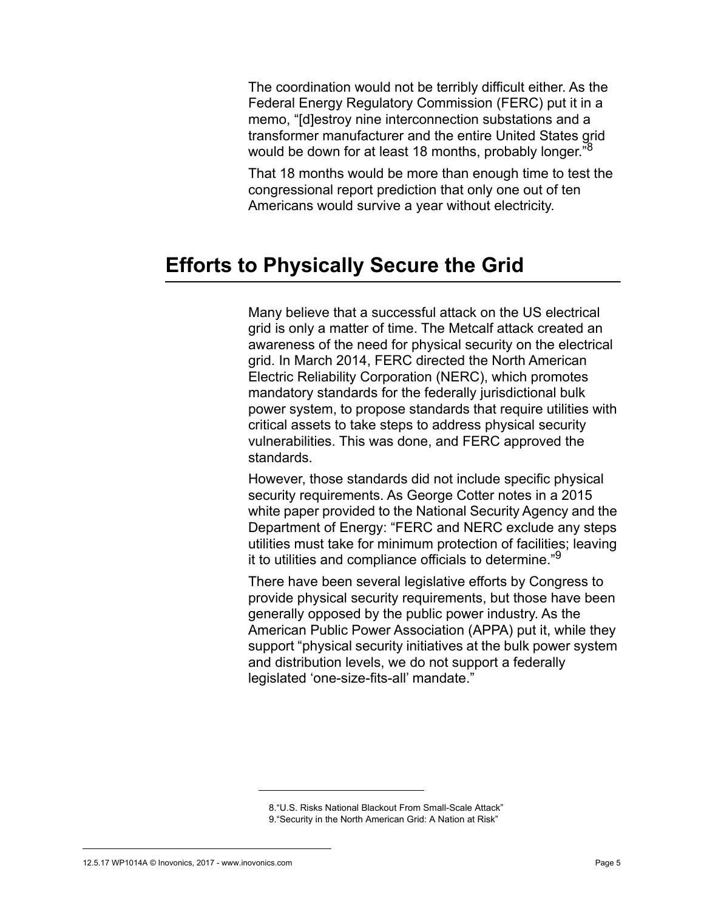The coordination would not be terribly difficult either. As the Federal Energy Regulatory Commission (FERC) put it in a memo, "[d]estroy nine interconnection substations and a transformer manufacturer and the entire United States grid would be down for at least 18 months, probably longer."[8]

That 18 months would be more than enough time to test the congressional report prediction that only one out of ten Americans would survive a year without electricity.

## Efforts to Physically Secure the Grid

Many believe that a successful attack on the US electrical grid is only a matter of time. The Metcalf attack created an awareness of the need for physical security on the electrical grid. In March 2014, FERC directed the North American Electric Reliability Corporation (NERC), which promotes mandatory standards for the federally jurisdictional bulk power system, to propose standards that require utilities with critical assets to take steps to address physical security vulnerabilities. This was done, and FERC approved the standards.

However, those standards did not include specific physical security requirements. As George Cotter notes in a 2015 white paper provided to the National Security Agency and the Department of Energy: "FERC and NERC exclude any steps utilities must take for minimum protection of facilities; leaving it to utilities and compliance officials to determine."[9]

There have been several legislative efforts by Congress to provide physical security requirements, but those have been generally opposed by the public power industry. As the American Public Power Association (APPA) put it, while they support "physical security initiatives at the bulk power system and distribution levels, we do not support a federally legislated 'one-size-fits-all' mandate."

---

8. "U.S. Risks National Blackout From Small-Scale Attack"
9. "Security in the North American Grid: A Nation at Risk"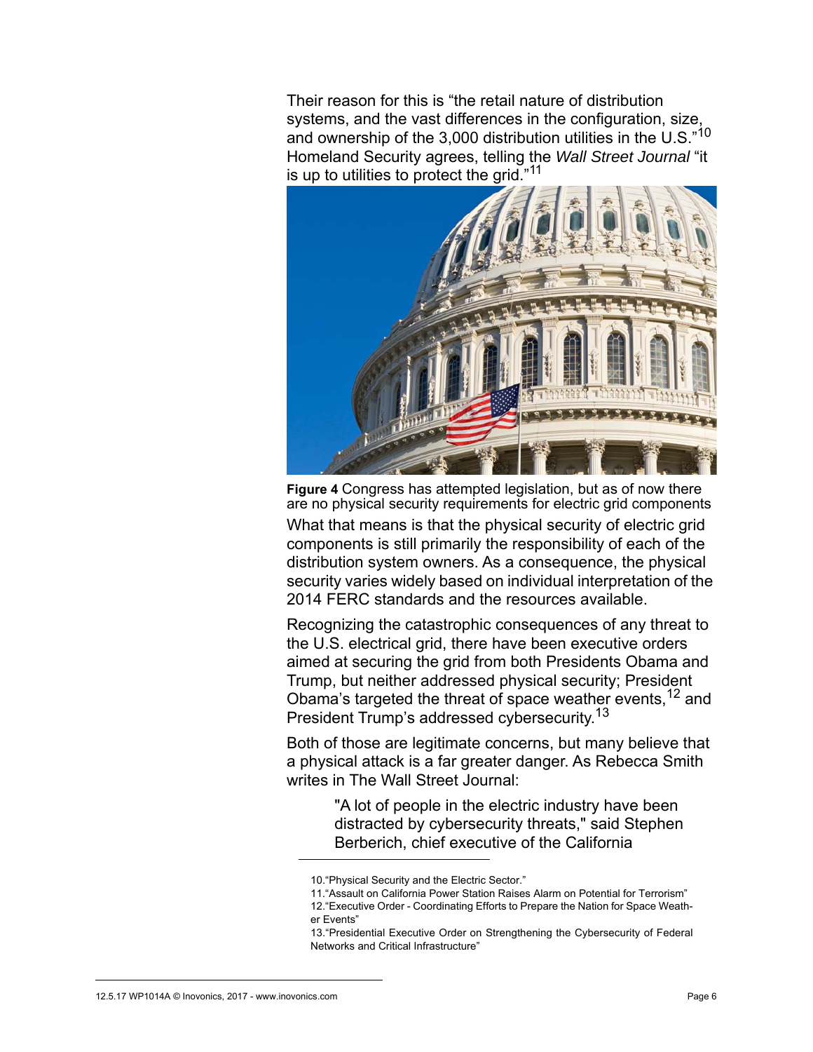Their reason for this is “the retail nature of distribution systems, and the vast differences in the configuration, size, and ownership of the 3,000 distribution utilities in the U.S.”[10] Homeland Security agrees, telling the *Wall Street Journal* “it is up to utilities to protect the grid.”[11]

**Figure 4** Congress has attempted legislation, but as of now there are no physical security requirements for electric grid components

What that means is that the physical security of electric grid components is still primarily the responsibility of each of the distribution system owners. As a consequence, the physical security varies widely based on individual interpretation of the 2014 FERC standards and the resources available.

Recognizing the catastrophic consequences of any threat to the U.S. electrical grid, there have been executive orders aimed at securing the grid from both Presidents Obama and Trump, but neither addressed physical security; President Obama’s targeted the threat of space weather events,[12] and President Trump’s addressed cybersecurity.[13]

Both of those are legitimate concerns, but many believe that a physical attack is a far greater danger. As Rebecca Smith writes in The Wall Street Journal:

> "A lot of people in the electric industry have been distracted by cybersecurity threats," said Stephen Berberich, chief executive of the California

10.“Physical Security and the Electric Sector.”

11.“Assault on California Power Station Raises Alarm on Potential for Terrorism”

12.“Executive Order - Coordinating Efforts to Prepare the Nation for Space Weather Events”

13.“Presidential Executive Order on Strengthening the Cybersecurity of Federal Networks and Critical Infrastructure”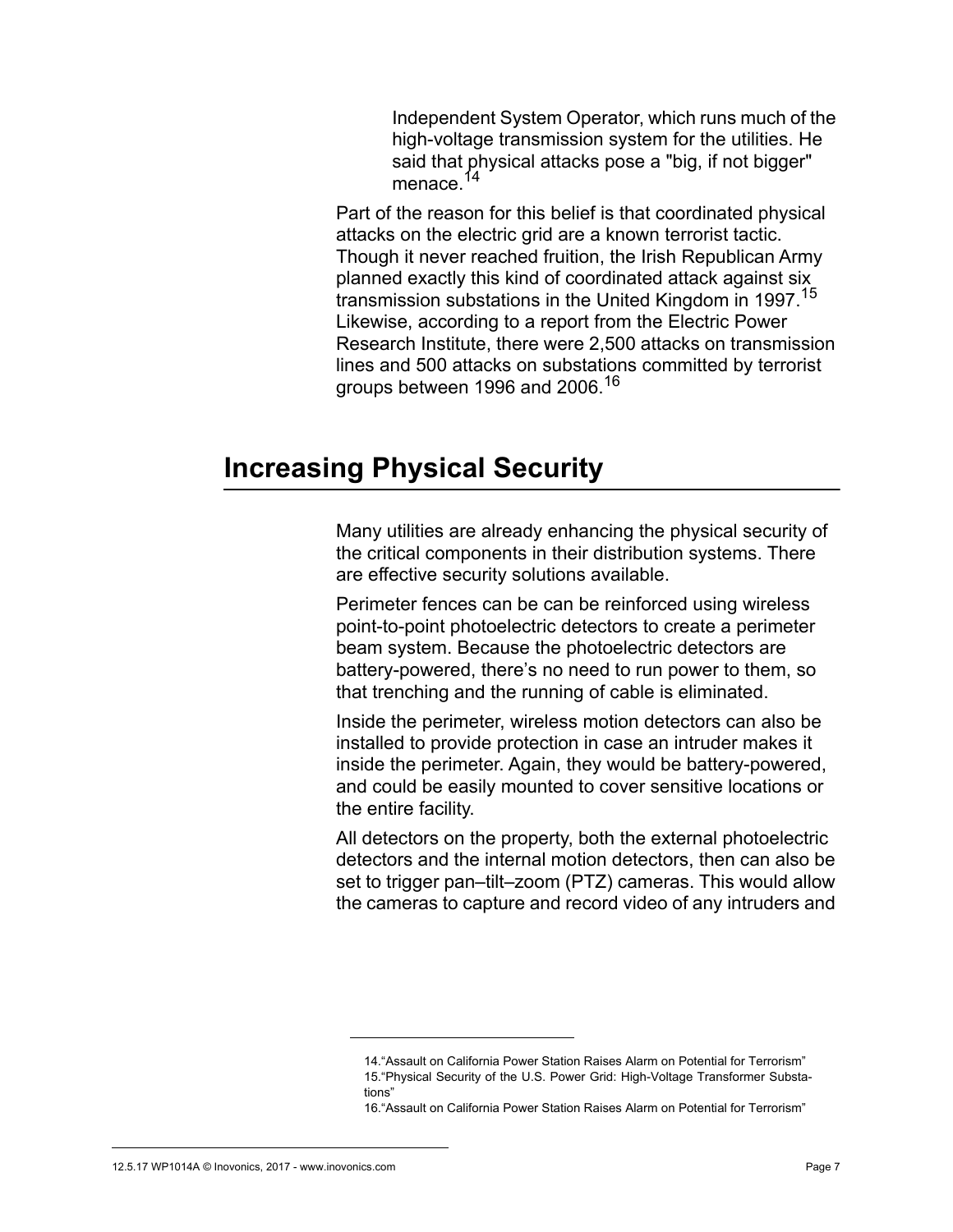Independent System Operator, which runs much of the high-voltage transmission system for the utilities. He said that physical attacks pose a "big, if not bigger" menace.[14]

Part of the reason for this belief is that coordinated physical attacks on the electric grid are a known terrorist tactic. Though it never reached fruition, the Irish Republican Army planned exactly this kind of coordinated attack against six transmission substations in the United Kingdom in 1997.[15] Likewise, according to a report from the Electric Power Research Institute, there were 2,500 attacks on transmission lines and 500 attacks on substations committed by terrorist groups between 1996 and 2006.[16]

## Increasing Physical Security

Many utilities are already enhancing the physical security of the critical components in their distribution systems. There are effective security solutions available.

Perimeter fences can be can be reinforced using wireless point-to-point photoelectric detectors to create a perimeter beam system. Because the photoelectric detectors are battery-powered, there's no need to run power to them, so that trenching and the running of cable is eliminated.

Inside the perimeter, wireless motion detectors can also be installed to provide protection in case an intruder makes it inside the perimeter. Again, they would be battery-powered, and could be easily mounted to cover sensitive locations or the entire facility.

All detectors on the property, both the external photoelectric detectors and the internal motion detectors, then can also be set to trigger pan–tilt–zoom (PTZ) cameras. This would allow the cameras to capture and record video of any intruders and

---

14.“Assault on California Power Station Raises Alarm on Potential for Terrorism”
15.“Physical Security of the U.S. Power Grid: High-Voltage Transformer Substations”
16.“Assault on California Power Station Raises Alarm on Potential for Terrorism”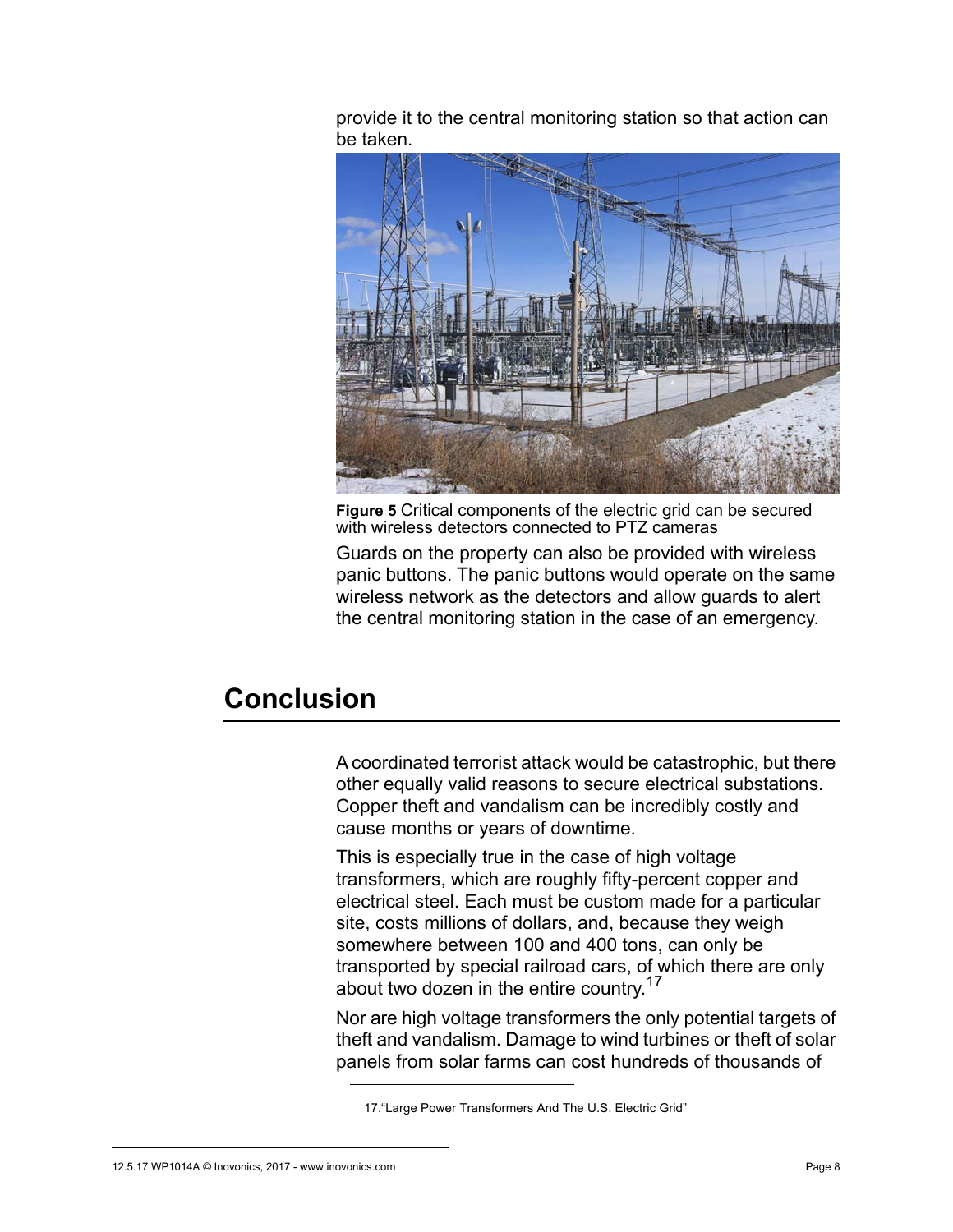provide it to the central monitoring station so that action can be taken.

**Figure 5** Critical components of the electric grid can be secured with wireless detectors connected to PTZ cameras

Guards on the property can also be provided with wireless panic buttons. The panic buttons would operate on the same wireless network as the detectors and allow guards to alert the central monitoring station in the case of an emergency.

# Conclusion

A coordinated terrorist attack would be catastrophic, but there other equally valid reasons to secure electrical substations. Copper theft and vandalism can be incredibly costly and cause months or years of downtime.

This is especially true in the case of high voltage transformers, which are roughly fifty-percent copper and electrical steel. Each must be custom made for a particular site, costs millions of dollars, and, because they weigh somewhere between 100 and 400 tons, can only be transported by special railroad cars, of which there are only about two dozen in the entire country.[17]

Nor are high voltage transformers the only potential targets of theft and vandalism. Damage to wind turbines or theft of solar panels from solar farms can cost hundreds of thousands of

17.“Large Power Transformers And The U.S. Electric Grid”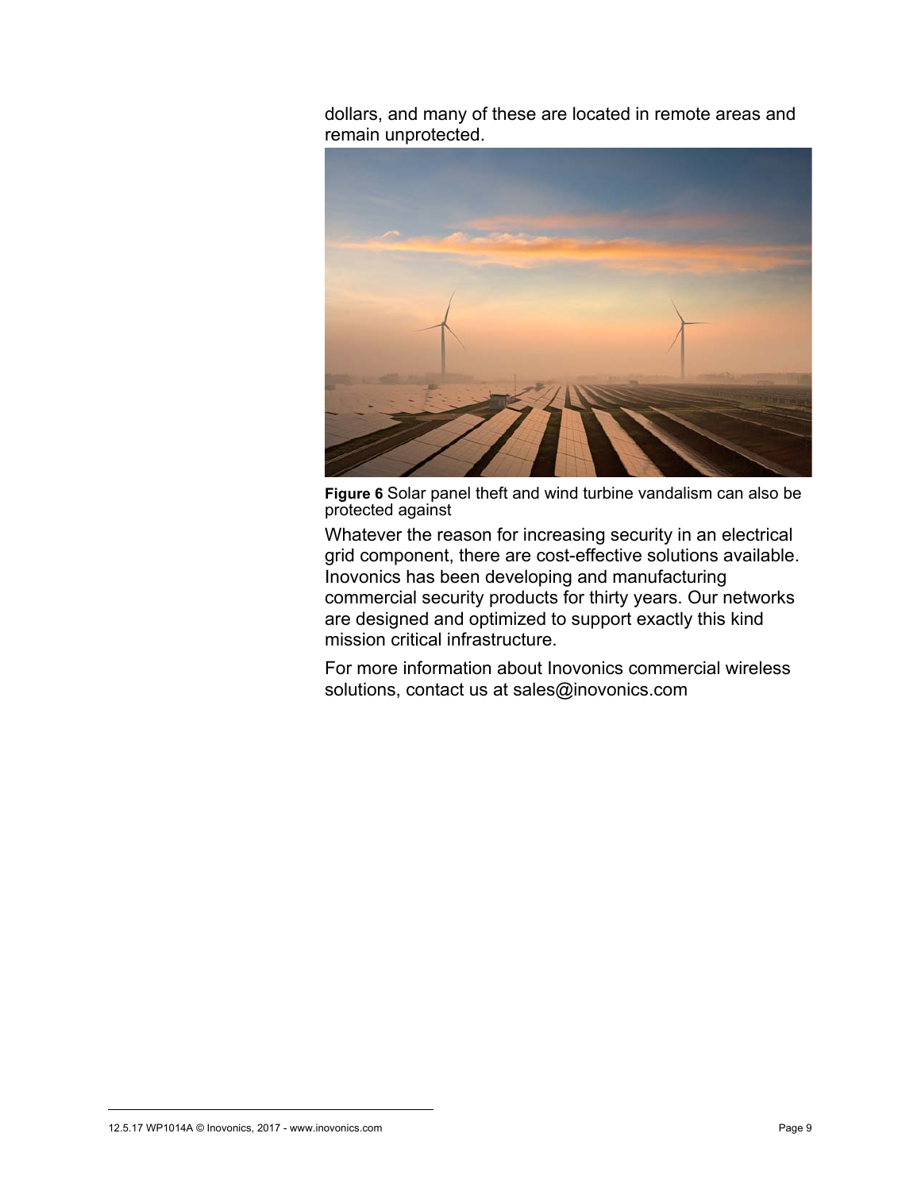dollars, and many of these are located in remote areas and remain unprotected.

**Figure 6** Solar panel theft and wind turbine vandalism can also be protected against

Whatever the reason for increasing security in an electrical grid component, there are cost-effective solutions available. Inovonics has been developing and manufacturing commercial security products for thirty years. Our networks are designed and optimized to support exactly this kind mission critical infrastructure.

For more information about Inovonics commercial wireless solutions, contact us at sales@inovonics.com